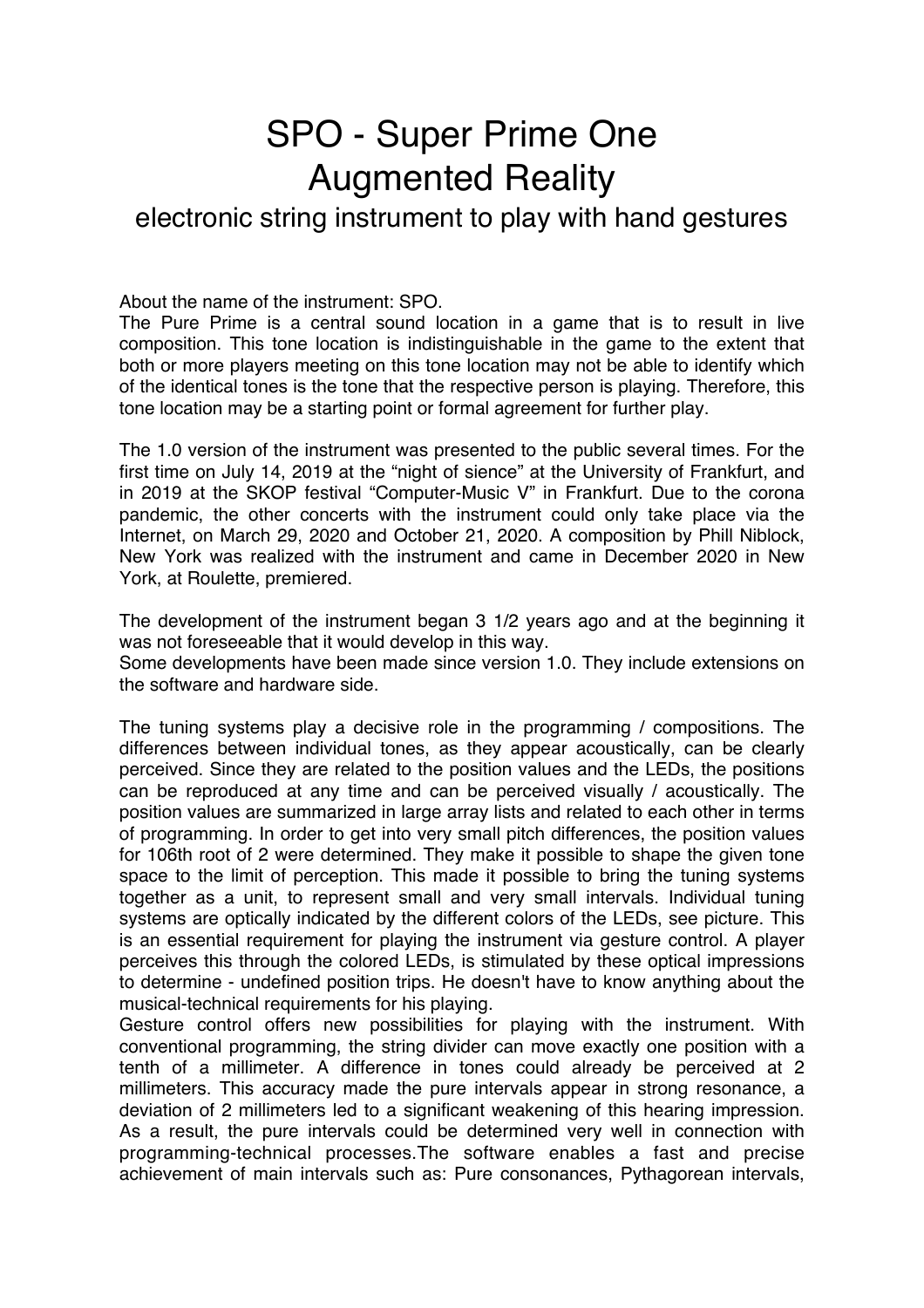# SPO - Super Prime One
# Augmented Reality
## electronic string instrument to play with hand gestures

About the name of the instrument: SPO.
The Pure Prime is a central sound location in a game that is to result in live composition. This tone location is indistinguishable in the game to the extent that both or more players meeting on this tone location may not be able to identify which of the identical tones is the tone that the respective person is playing. Therefore, this tone location may be a starting point or formal agreement for further play.

The 1.0 version of the instrument was presented to the public several times. For the first time on July 14, 2019 at the "night of sience" at the University of Frankfurt, and in 2019 at the SKOP festival "Computer-Music V" in Frankfurt. Due to the corona pandemic, the other concerts with the instrument could only take place via the Internet, on March 29, 2020 and October 21, 2020. A composition by Phill Niblock, New York was realized with the instrument and came in December 2020 in New York, at Roulette, premiered.

The development of the instrument began 3 1/2 years ago and at the beginning it was not foreseeable that it would develop in this way.
Some developments have been made since version 1.0. They include extensions on the software and hardware side.

The tuning systems play a decisive role in the programming / compositions. The differences between individual tones, as they appear acoustically, can be clearly perceived. Since they are related to the position values and the LEDs, the positions can be reproduced at any time and can be perceived visually / acoustically. The position values are summarized in large array lists and related to each other in terms of programming. In order to get into very small pitch differences, the position values for 106th root of 2 were determined. They make it possible to shape the given tone space to the limit of perception. This made it possible to bring the tuning systems together as a unit, to represent small and very small intervals. Individual tuning systems are optically indicated by the different colors of the LEDs, see picture. This is an essential requirement for playing the instrument via gesture control. A player perceives this through the colored LEDs, is stimulated by these optical impressions to determine - undefined position trips. He doesn't have to know anything about the musical-technical requirements for his playing.
Gesture control offers new possibilities for playing with the instrument. With conventional programming, the string divider can move exactly one position with a tenth of a millimeter. A difference in tones could already be perceived at 2 millimeters. This accuracy made the pure intervals appear in strong resonance, a deviation of 2 millimeters led to a significant weakening of this hearing impression. As a result, the pure intervals could be determined very well in connection with programming-technical processes.The software enables a fast and precise achievement of main intervals such as: Pure consonances, Pythagorean intervals,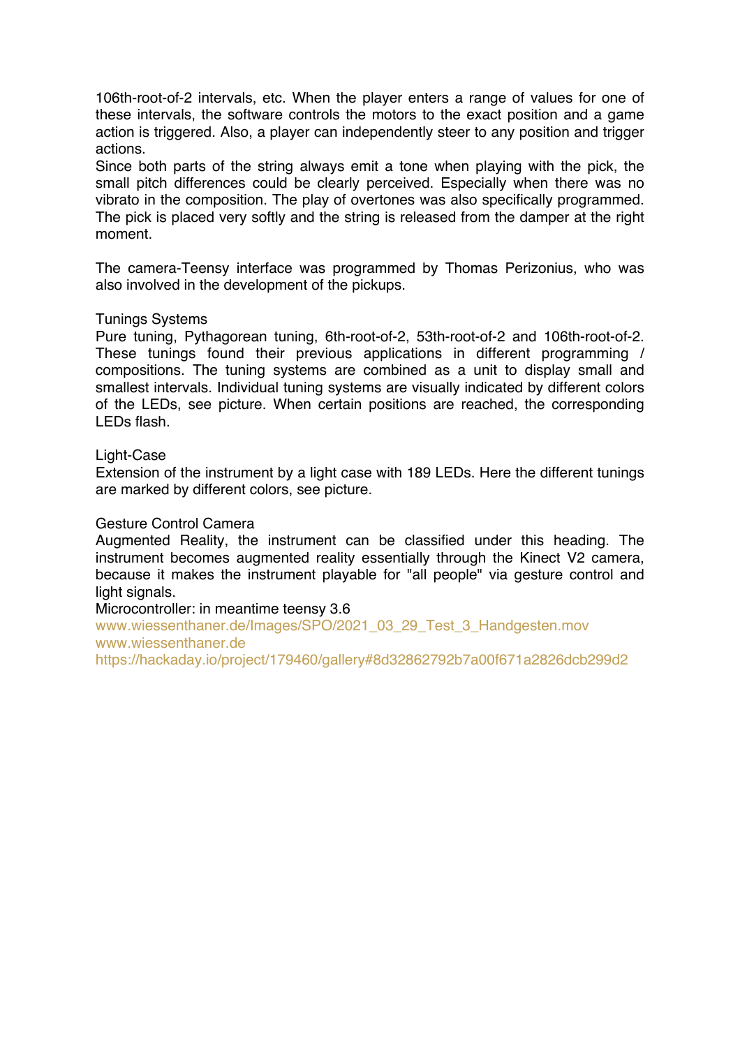106th-root-of-2 intervals, etc. When the player enters a range of values for one of these intervals, the software controls the motors to the exact position and a game action is triggered. Also, a player can independently steer to any position and trigger actions.
Since both parts of the string always emit a tone when playing with the pick, the small pitch differences could be clearly perceived. Especially when there was no vibrato in the composition. The play of overtones was also specifically programmed. The pick is placed very softly and the string is released from the damper at the right moment.

The camera-Teensy interface was programmed by Thomas Perizonius, who was also involved in the development of the pickups.

Tunings Systems
Pure tuning, Pythagorean tuning, 6th-root-of-2, 53th-root-of-2 and 106th-root-of-2. These tunings found their previous applications in different programming / compositions. The tuning systems are combined as a unit to display small and smallest intervals. Individual tuning systems are visually indicated by different colors of the LEDs, see picture. When certain positions are reached, the corresponding LEDs flash.

Light-Case
Extension of the instrument by a light case with 189 LEDs. Here the different tunings are marked by different colors, see picture.

Gesture Control Camera
Augmented Reality, the instrument can be classified under this heading. The instrument becomes augmented reality essentially through the Kinect V2 camera, because it makes the instrument playable for "all people" via gesture control and light signals.
Microcontroller: in meantime teensy 3.6
www.wiessenthaner.de/Images/SPO/2021_03_29_Test_3_Handgesten.mov
www.wiessenthaner.de
https://hackaday.io/project/179460/gallery#8d32862792b7a00f671a2826dcb299d2